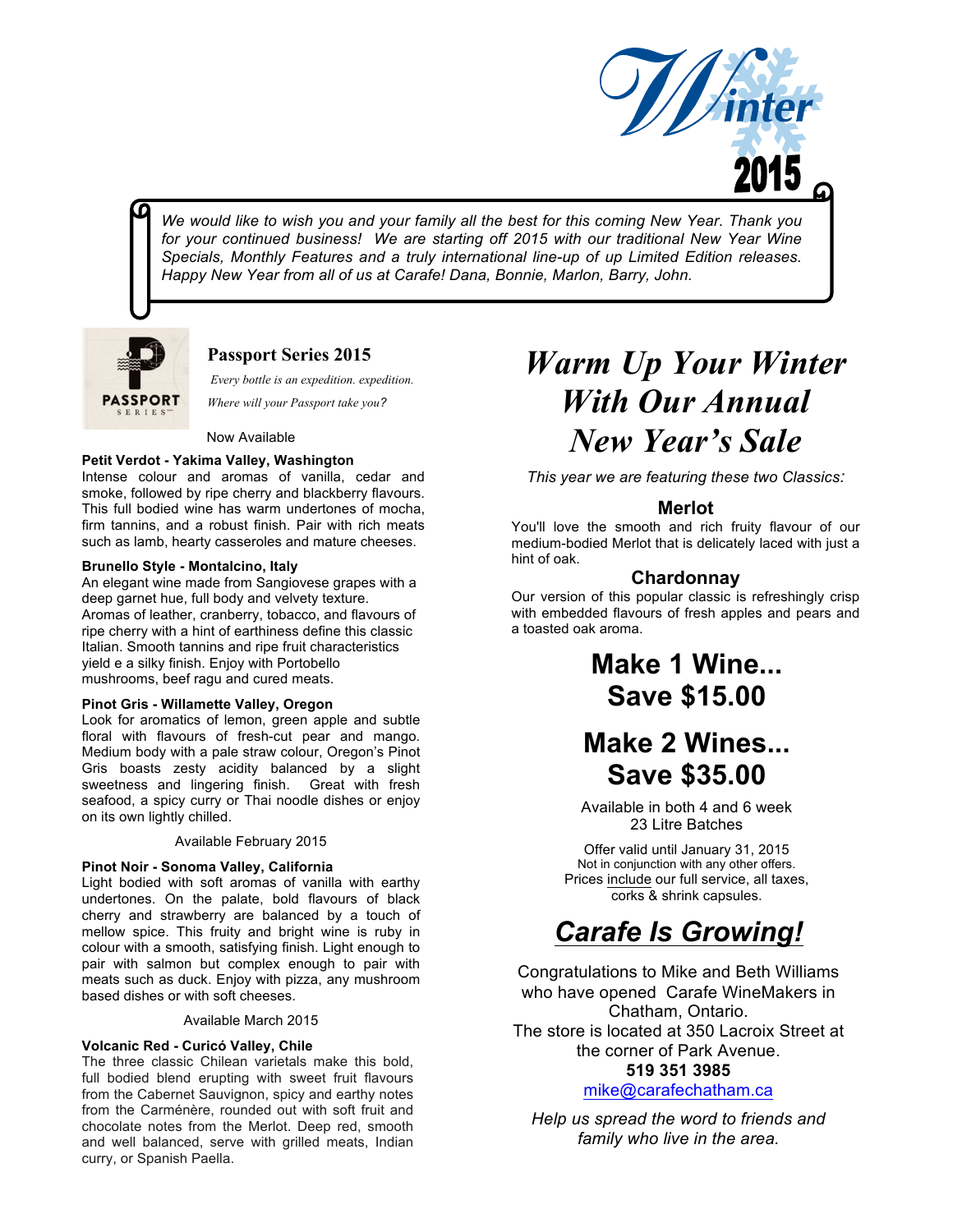# Winter 2015

*We would like to wish you and your family all the best for this coming New Year. Thank you for your continued business! We are starting off 2015 with our traditional New Year Wine Specials, Monthly Features and a truly international line-up of up Limited Edition releases. Happy New Year from all of us at Carafe! Dana, Bonnie, Marlon, Barry, John.*

PASSPORT SERIES

## Passport Series 2015

*Every bottle is an expedition. expedition.*

*Where will your Passport take you?*

Now Available

**Petit Verdot - Yakima Valley, Washington**

Intense colour and aromas of vanilla, cedar and smoke, followed by ripe cherry and blackberry flavours. This full bodied wine has warm undertones of mocha, firm tannins, and a robust finish. Pair with rich meats such as lamb, hearty casseroles and mature cheeses.

**Brunello Style - Montalcino, Italy**

An elegant wine made from Sangiovese grapes with a deep garnet hue, full body and velvety texture. Aromas of leather, cranberry, tobacco, and flavours of ripe cherry with a hint of earthiness define this classic Italian. Smooth tannins and ripe fruit characteristics yield e a silky finish. Enjoy with Portobello mushrooms, beef ragu and cured meats.

**Pinot Gris - Willamette Valley, Oregon**

Look for aromatics of lemon, green apple and subtle floral with flavours of fresh-cut pear and mango. Medium body with a pale straw colour, Oregon's Pinot Gris boasts zesty acidity balanced by a slight sweetness and lingering finish. Great with fresh seafood, a spicy curry or Thai noodle dishes or enjoy on its own lightly chilled.

Available February 2015

**Pinot Noir - Sonoma Valley, California**

Light bodied with soft aromas of vanilla with earthy undertones. On the palate, bold flavours of black cherry and strawberry are balanced by a touch of mellow spice. This fruity and bright wine is ruby in colour with a smooth, satisfying finish. Light enough to pair with salmon but complex enough to pair with meats such as duck. Enjoy with pizza, any mushroom based dishes or with soft cheeses.

Available March 2015

**Volcanic Red - Curicó Valley, Chile**

The three classic Chilean varietals make this bold, full bodied blend erupting with sweet fruit flavours from the Cabernet Sauvignon, spicy and earthy notes from the Carménère, rounded out with soft fruit and chocolate notes from the Merlot. Deep red, smooth and well balanced, serve with grilled meats, Indian curry, or Spanish Paella.

## *Warm Up Your Winter With Our Annual New Year's Sale*

*This year we are featuring these two Classics:*

### Merlot

You'll love the smooth and rich fruity flavour of our medium-bodied Merlot that is delicately laced with just a hint of oak.

### Chardonnay

Our version of this popular classic is refreshingly crisp with embedded flavours of fresh apples and pears and a toasted oak aroma.

## Make 1 Wine... Save $15.00

## Make 2 Wines... Save $35.00

Available in both 4 and 6 week 23 Litre Batches

Offer valid until January 31, 2015
Not in conjunction with any other offers.
Prices include our full service, all taxes, corks & shrink capsules.

## *Carafe Is Growing!*

Congratulations to Mike and Beth Williams who have opened Carafe WineMakers in Chatham, Ontario.
The store is located at 350 Lacroix Street at the corner of Park Avenue.
**519 351 3985**
mike@carafechatham.ca

*Help us spread the word to friends and family who live in the area.*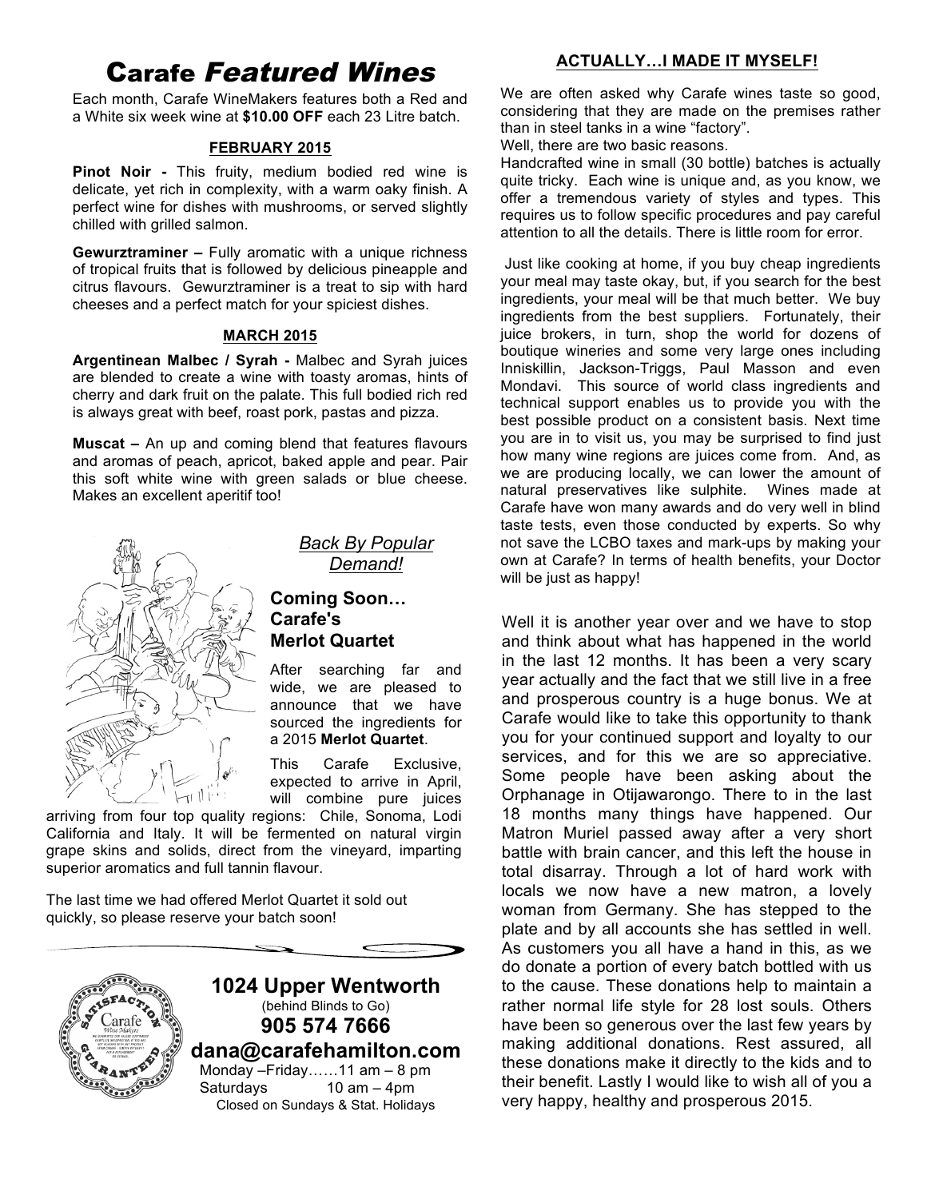# Carafe *Featured Wines*

Each month, Carafe WineMakers features both a Red and a White six week wine at **$10.00 OFF** each 23 Litre batch.

### FEBRUARY 2015

**Pinot Noir -** This fruity, medium bodied red wine is delicate, yet rich in complexity, with a warm oaky finish. A perfect wine for dishes with mushrooms, or served slightly chilled with grilled salmon.

**Gewurztraminer –** Fully aromatic with a unique richness of tropical fruits that is followed by delicious pineapple and citrus flavours. Gewurztraminer is a treat to sip with hard cheeses and a perfect match for your spiciest dishes.

### MARCH 2015

**Argentinean Malbec / Syrah -** Malbec and Syrah juices are blended to create a wine with toasty aromas, hints of cherry and dark fruit on the palate. This full bodied rich red is always great with beef, roast pork, pastas and pizza.

**Muscat –** An up and coming blend that features flavours and aromas of peach, apricot, baked apple and pear. Pair this soft white wine with green salads or blue cheese. Makes an excellent aperitif too!

*Back By Popular Demand!*

## Coming Soon… Carafe's Merlot Quartet

After searching far and wide, we are pleased to announce that we have sourced the ingredients for a 2015 **Merlot Quartet**.

This Carafe Exclusive, expected to arrive in April, will combine pure juices arriving from four top quality regions: Chile, Sonoma, Lodi California and Italy. It will be fermented on natural virgin grape skins and solids, direct from the vineyard, imparting superior aromatics and full tannin flavour.

The last time we had offered Merlot Quartet it sold out quickly, so please reserve your batch soon!

**1024 Upper Wentworth**
(behind Blinds to Go)
**905 574 7666**
**dana@carafehamilton.com**
Monday –Friday……11 am – 8 pm
Saturdays 10 am – 4pm
Closed on Sundays & Stat. Holidays

### ACTUALLY…I MADE IT MYSELF!

We are often asked why Carafe wines taste so good, considering that they are made on the premises rather than in steel tanks in a wine "factory".

Well, there are two basic reasons.

Handcrafted wine in small (30 bottle) batches is actually quite tricky. Each wine is unique and, as you know, we offer a tremendous variety of styles and types. This requires us to follow specific procedures and pay careful attention to all the details. There is little room for error.

Just like cooking at home, if you buy cheap ingredients your meal may taste okay, but, if you search for the best ingredients, your meal will be that much better. We buy ingredients from the best suppliers. Fortunately, their juice brokers, in turn, shop the world for dozens of boutique wineries and some very large ones including Inniskillin, Jackson-Triggs, Paul Masson and even Mondavi. This source of world class ingredients and technical support enables us to provide you with the best possible product on a consistent basis. Next time you are in to visit us, you may be surprised to find just how many wine regions are juices come from. And, as we are producing locally, we can lower the amount of natural preservatives like sulphite. Wines made at Carafe have won many awards and do very well in blind taste tests, even those conducted by experts. So why not save the LCBO taxes and mark-ups by making your own at Carafe? In terms of health benefits, your Doctor will be just as happy!

Well it is another year over and we have to stop and think about what has happened in the world in the last 12 months. It has been a very scary year actually and the fact that we still live in a free and prosperous country is a huge bonus. We at Carafe would like to take this opportunity to thank you for your continued support and loyalty to our services, and for this we are so appreciative. Some people have been asking about the Orphanage in Otijawarongo. There to in the last 18 months many things have happened. Our Matron Muriel passed away after a very short battle with brain cancer, and this left the house in total disarray. Through a lot of hard work with locals we now have a new matron, a lovely woman from Germany. She has stepped to the plate and by all accounts she has settled in well. As customers you all have a hand in this, as we do donate a portion of every batch bottled with us to the cause. These donations help to maintain a rather normal life style for 28 lost souls. Others have been so generous over the last few years by making additional donations. Rest assured, all these donations make it directly to the kids and to their benefit. Lastly I would like to wish all of you a very happy, healthy and prosperous 2015.